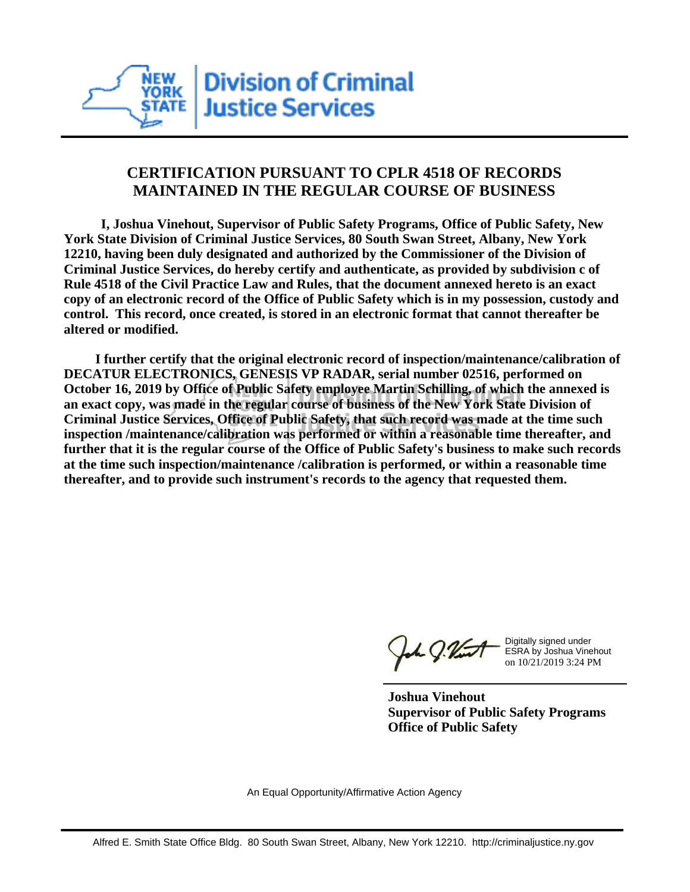NEW YORK STATE | Division of Criminal Justice Services

## CERTIFICATION PURSUANT TO CPLR 4518 OF RECORDS MAINTAINED IN THE REGULAR COURSE OF BUSINESS

**I, Joshua Vinehout, Supervisor of Public Safety Programs, Office of Public Safety, New York State Division of Criminal Justice Services, 80 South Swan Street, Albany, New York 12210, having been duly designated and authorized by the Commissioner of the Division of Criminal Justice Services, do hereby certify and authenticate, as provided by subdivision c of Rule 4518 of the Civil Practice Law and Rules, that the document annexed hereto is an exact copy of an electronic record of the Office of Public Safety which is in my possession, custody and control. This record, once created, is stored in an electronic format that cannot thereafter be altered or modified.**

**I further certify that the original electronic record of inspection/maintenance/calibration of DECATUR ELECTRONICS, GENESIS VP RADAR, serial number 02516, performed on October 16, 2019 by Office of Public Safety employee Martin Schilling, of which the annexed is an exact copy, was made in the regular course of business of the New York State Division of Criminal Justice Services, Office of Public Safety, that such record was made at the time such inspection /maintenance/calibration was performed or within a reasonable time thereafter, and further that it is the regular course of the Office of Public Safety's business to make such records at the time such inspection/maintenance /calibration is performed, or within a reasonable time thereafter, and to provide such instrument's records to the agency that requested them.**

Digitally signed under ESRA by Joshua Vinehout on 10/21/2019 3:24 PM

**Joshua Vinehout**
**Supervisor of Public Safety Programs**
**Office of Public Safety**

An Equal Opportunity/Affirmative Action Agency

Alfred E. Smith State Office Bldg. 80 South Swan Street, Albany, New York 12210. http://criminaljustice.ny.gov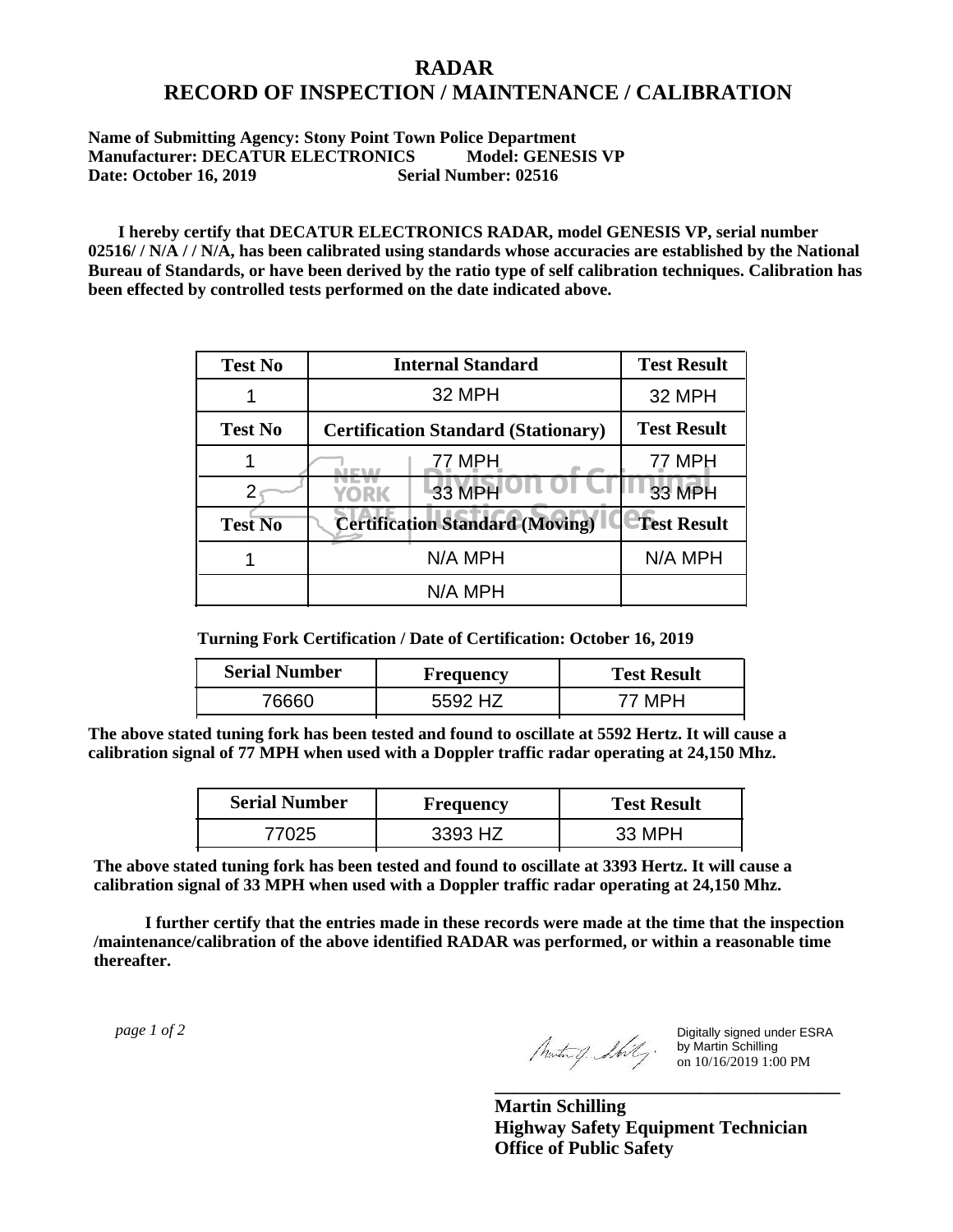# RADAR
# RECORD OF INSPECTION / MAINTENANCE / CALIBRATION

**Name of Submitting Agency: Stony Point Town Police Department**
**Manufacturer: DECATUR ELECTRONICS Model: GENESIS VP**
**Date: October 16, 2019 Serial Number: 02516**

**I hereby certify that DECATUR ELECTRONICS RADAR, model GENESIS VP, serial number 02516/ / N/A / / N/A, has been calibrated using standards whose accuracies are established by the National Bureau of Standards, or have been derived by the ratio type of self calibration techniques. Calibration has been effected by controlled tests performed on the date indicated above.**

| Test No | Internal Standard | Test Result |
|---|---|---|
| 1 | 32 MPH | 32 MPH |
| **Test No** | **Certification Standard (Stationary)** | **Test Result** |
| 1 | 77 MPH | 77 MPH |
| 2 | 33 MPH | 33 MPH |
| **Test No** | **Certification Standard (Moving)** | **Test Result** |
| 1 | N/A MPH | N/A MPH |
| | N/A MPH | |

**Turning Fork Certification / Date of Certification: October 16, 2019**

| Serial Number | Frequency | Test Result |
|---|---|---|
| 76660 | 5592 HZ | 77 MPH |

**The above stated tuning fork has been tested and found to oscillate at 5592 Hertz. It will cause a calibration signal of 77 MPH when used with a Doppler traffic radar operating at 24,150 Mhz.**

| Serial Number | Frequency | Test Result |
|---|---|---|
| 77025 | 3393 HZ | 33 MPH |

**The above stated tuning fork has been tested and found to oscillate at 3393 Hertz. It will cause a calibration signal of 33 MPH when used with a Doppler traffic radar operating at 24,150 Mhz.**

**I further certify that the entries made in these records were made at the time that the inspection /maintenance/calibration of the above identified RADAR was performed, or within a reasonable time thereafter.**

Digitally signed under ESRA by Martin Schilling on 10/16/2019 1:00 PM

**Martin Schilling**
**Highway Safety Equipment Technician**
**Office of Public Safety**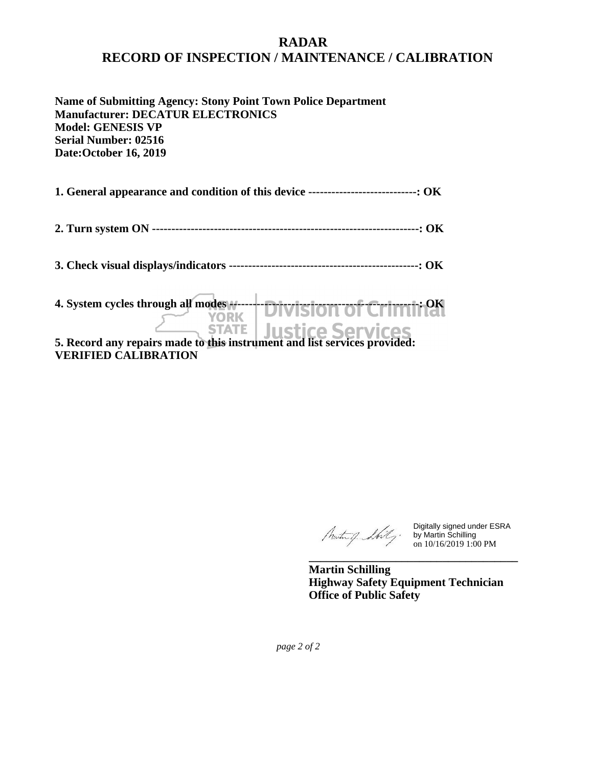# RADAR
# RECORD OF INSPECTION / MAINTENANCE / CALIBRATION

**Name of Submitting Agency: Stony Point Town Police Department**
**Manufacturer: DECATUR ELECTRONICS**
**Model: GENESIS VP**
**Serial Number: 02516**
**Date:October 16, 2019**

**1. General appearance and condition of this device ----------------------------: OK**

**2. Turn system ON -------------------------------------------------------------------: OK**

**3. Check visual displays/indicators -------------------------------------------------: OK**

**4. System cycles through all modes -------------------------------------------: OK**

**5. Record any repairs made to this instrument and list services provided:**
**VERIFIED CALIBRATION**

Digitally signed under ESRA by Martin Schilling on 10/16/2019 1:00 PM

**Martin Schilling**
**Highway Safety Equipment Technician**
**Office of Public Safety**